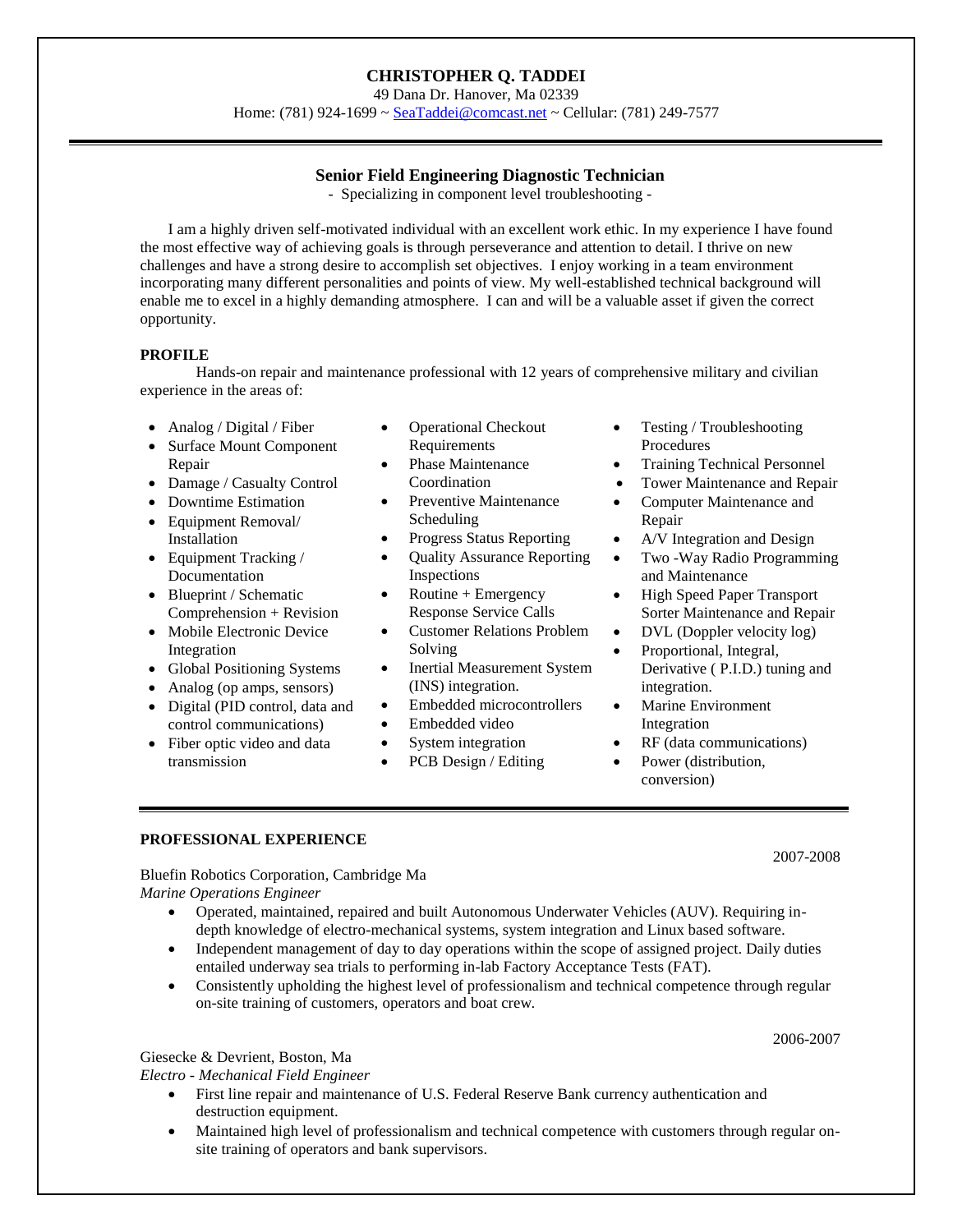# CHRISTOPHER Q. TADDEI

49 Dana Dr. Hanover, Ma 02339
Home: (781) 924-1699 ~ SeaTaddei@comcast.net ~ Cellular: (781) 249-7577

---

## Senior Field Engineering Diagnostic Technician

- Specializing in component level troubleshooting -

I am a highly driven self-motivated individual with an excellent work ethic. In my experience I have found the most effective way of achieving goals is through perseverance and attention to detail. I thrive on new challenges and have a strong desire to accomplish set objectives. I enjoy working in a team environment incorporating many different personalities and points of view. My well-established technical background will enable me to excel in a highly demanding atmosphere. I can and will be a valuable asset if given the correct opportunity.

**PROFILE**

Hands-on repair and maintenance professional with 12 years of comprehensive military and civilian experience in the areas of:

- Analog / Digital / Fiber
- Surface Mount Component Repair
- Damage / Casualty Control
- Downtime Estimation
- Equipment Removal/ Installation
- Equipment Tracking / Documentation
- Blueprint / Schematic Comprehension + Revision
- Mobile Electronic Device Integration
- Global Positioning Systems
- Analog (op amps, sensors)
- Digital (PID control, data and control communications)
- Fiber optic video and data transmission
- Operational Checkout Requirements
- Phase Maintenance Coordination
- Preventive Maintenance Scheduling
- Progress Status Reporting
- Quality Assurance Reporting Inspections
- Routine + Emergency Response Service Calls
- Customer Relations Problem Solving
- Inertial Measurement System (INS) integration.
- Embedded microcontrollers
- Embedded video
- System integration
- PCB Design / Editing
- Testing / Troubleshooting Procedures
- Training Technical Personnel
- Tower Maintenance and Repair
- Computer Maintenance and Repair
- A/V Integration and Design
- Two -Way Radio Programming and Maintenance
- High Speed Paper Transport Sorter Maintenance and Repair
- DVL (Doppler velocity log)
- Proportional, Integral, Derivative ( P.I.D.) tuning and integration.
- Marine Environment Integration
- RF (data communications)
- Power (distribution, conversion)

---

**PROFESSIONAL EXPERIENCE**

2007-2008

Bluefin Robotics Corporation, Cambridge Ma
*Marine Operations Engineer*

- Operated, maintained, repaired and built Autonomous Underwater Vehicles (AUV). Requiring in-depth knowledge of electro-mechanical systems, system integration and Linux based software.
- Independent management of day to day operations within the scope of assigned project. Daily duties entailed underway sea trials to performing in-lab Factory Acceptance Tests (FAT).
- Consistently upholding the highest level of professionalism and technical competence through regular on-site training of customers, operators and boat crew.

2006-2007

Giesecke & Devrient, Boston, Ma
*Electro - Mechanical Field Engineer*

- First line repair and maintenance of U.S. Federal Reserve Bank currency authentication and destruction equipment.
- Maintained high level of professionalism and technical competence with customers through regular on-site training of operators and bank supervisors.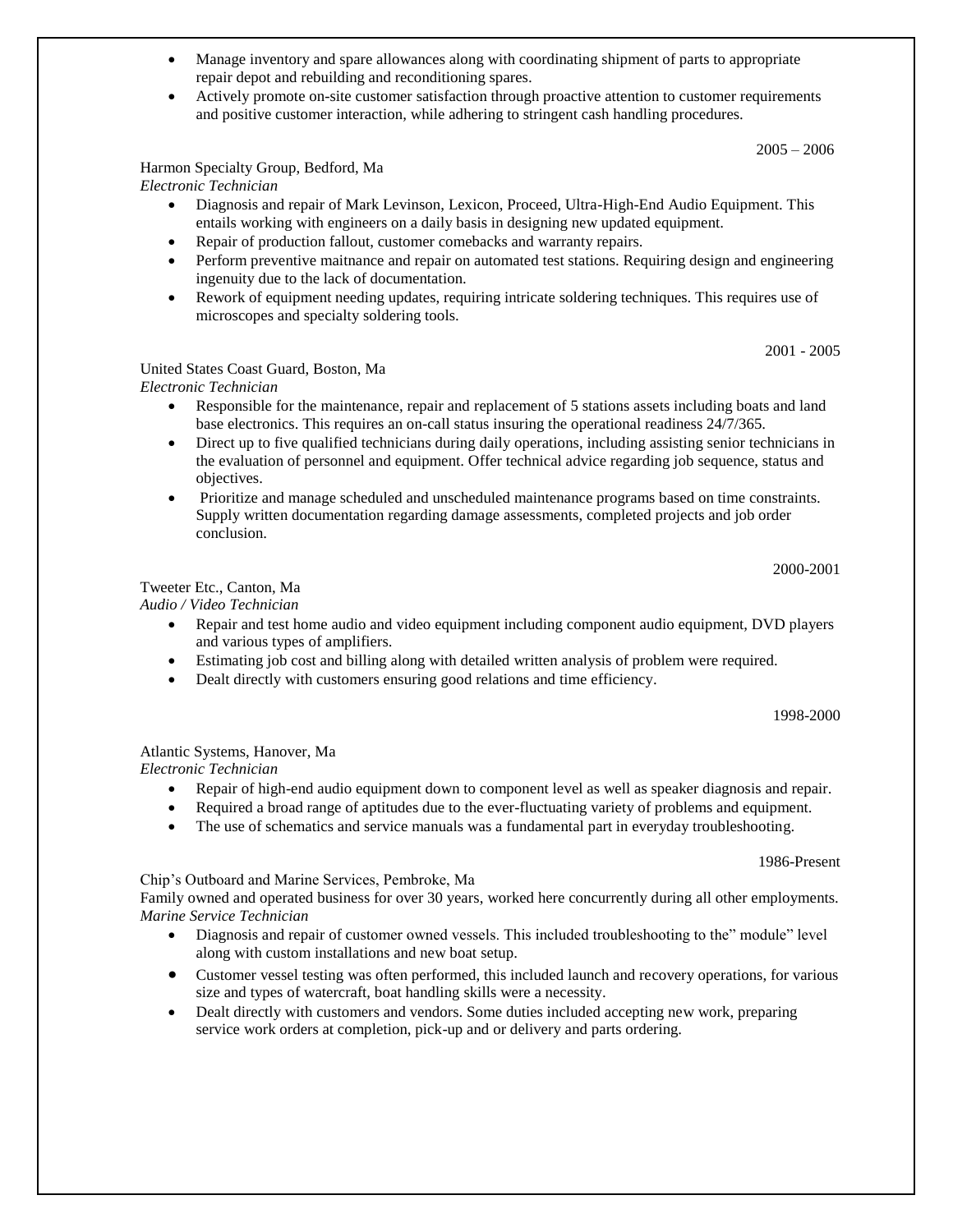- Manage inventory and spare allowances along with coordinating shipment of parts to appropriate repair depot and rebuilding and reconditioning spares.
- Actively promote on-site customer satisfaction through proactive attention to customer requirements and positive customer interaction, while adhering to stringent cash handling procedures.

2005 – 2006

Harmon Specialty Group, Bedford, Ma
*Electronic Technician*

- Diagnosis and repair of Mark Levinson, Lexicon, Proceed, Ultra-High-End Audio Equipment. This entails working with engineers on a daily basis in designing new updated equipment.
- Repair of production fallout, customer comebacks and warranty repairs.
- Perform preventive maitnance and repair on automated test stations. Requiring design and engineering ingenuity due to the lack of documentation.
- Rework of equipment needing updates, requiring intricate soldering techniques. This requires use of microscopes and specialty soldering tools.

2001 - 2005

United States Coast Guard, Boston, Ma
*Electronic Technician*

- Responsible for the maintenance, repair and replacement of 5 stations assets including boats and land base electronics. This requires an on-call status insuring the operational readiness 24/7/365.
- Direct up to five qualified technicians during daily operations, including assisting senior technicians in the evaluation of personnel and equipment. Offer technical advice regarding job sequence, status and objectives.
- Prioritize and manage scheduled and unscheduled maintenance programs based on time constraints. Supply written documentation regarding damage assessments, completed projects and job order conclusion.

2000-2001

Tweeter Etc., Canton, Ma
*Audio / Video Technician*

- Repair and test home audio and video equipment including component audio equipment, DVD players and various types of amplifiers.
- Estimating job cost and billing along with detailed written analysis of problem were required.
- Dealt directly with customers ensuring good relations and time efficiency.

1998-2000

Atlantic Systems, Hanover, Ma
*Electronic Technician*

- Repair of high-end audio equipment down to component level as well as speaker diagnosis and repair.
- Required a broad range of aptitudes due to the ever-fluctuating variety of problems and equipment.
- The use of schematics and service manuals was a fundamental part in everyday troubleshooting.

1986-Present

Chip's Outboard and Marine Services, Pembroke, Ma
Family owned and operated business for over 30 years, worked here concurrently during all other employments.
*Marine Service Technician*

- Diagnosis and repair of customer owned vessels. This included troubleshooting to the" module" level along with custom installations and new boat setup.
- Customer vessel testing was often performed, this included launch and recovery operations, for various size and types of watercraft, boat handling skills were a necessity.
- Dealt directly with customers and vendors. Some duties included accepting new work, preparing service work orders at completion, pick-up and or delivery and parts ordering.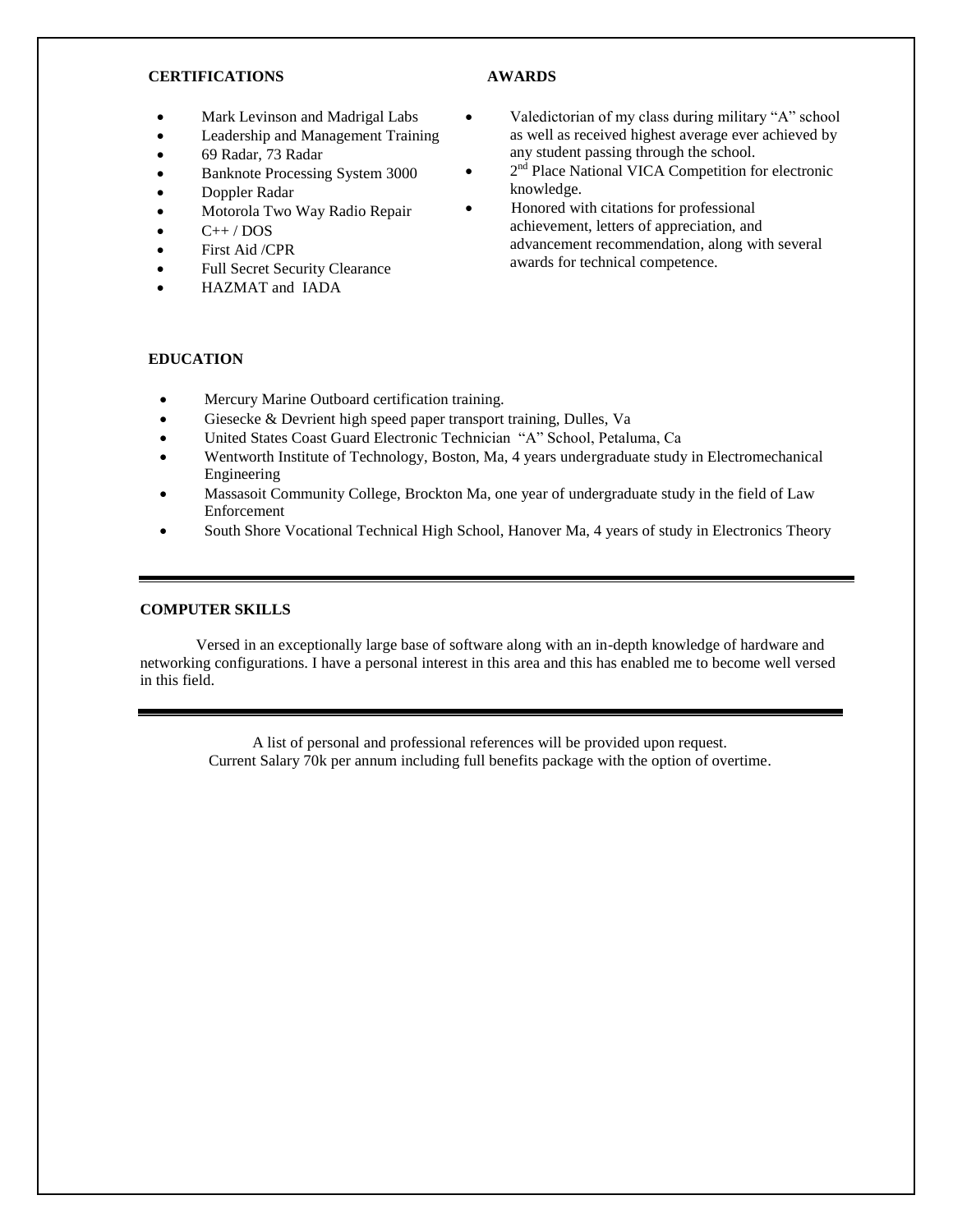## CERTIFICATIONS

- Mark Levinson and Madrigal Labs
- Leadership and Management Training
- 69 Radar, 73 Radar
- Banknote Processing System 3000
- Doppler Radar
- Motorola Two Way Radio Repair
- C++ / DOS
- First Aid /CPR
- Full Secret Security Clearance
- HAZMAT and IADA

## AWARDS

- Valedictorian of my class during military "A" school as well as received highest average ever achieved by any student passing through the school.
- 2nd Place National VICA Competition for electronic knowledge.
- Honored with citations for professional achievement, letters of appreciation, and advancement recommendation, along with several awards for technical competence.

## EDUCATION

- Mercury Marine Outboard certification training.
- Giesecke & Devrient high speed paper transport training, Dulles, Va
- United States Coast Guard Electronic Technician "A" School, Petaluma, Ca
- Wentworth Institute of Technology, Boston, Ma, 4 years undergraduate study in Electromechanical Engineering
- Massasoit Community College, Brockton Ma, one year of undergraduate study in the field of Law Enforcement
- South Shore Vocational Technical High School, Hanover Ma, 4 years of study in Electronics Theory

---

## COMPUTER SKILLS

Versed in an exceptionally large base of software along with an in-depth knowledge of hardware and networking configurations. I have a personal interest in this area and this has enabled me to become well versed in this field.

---

A list of personal and professional references will be provided upon request.
Current Salary 70k per annum including full benefits package with the option of overtime.